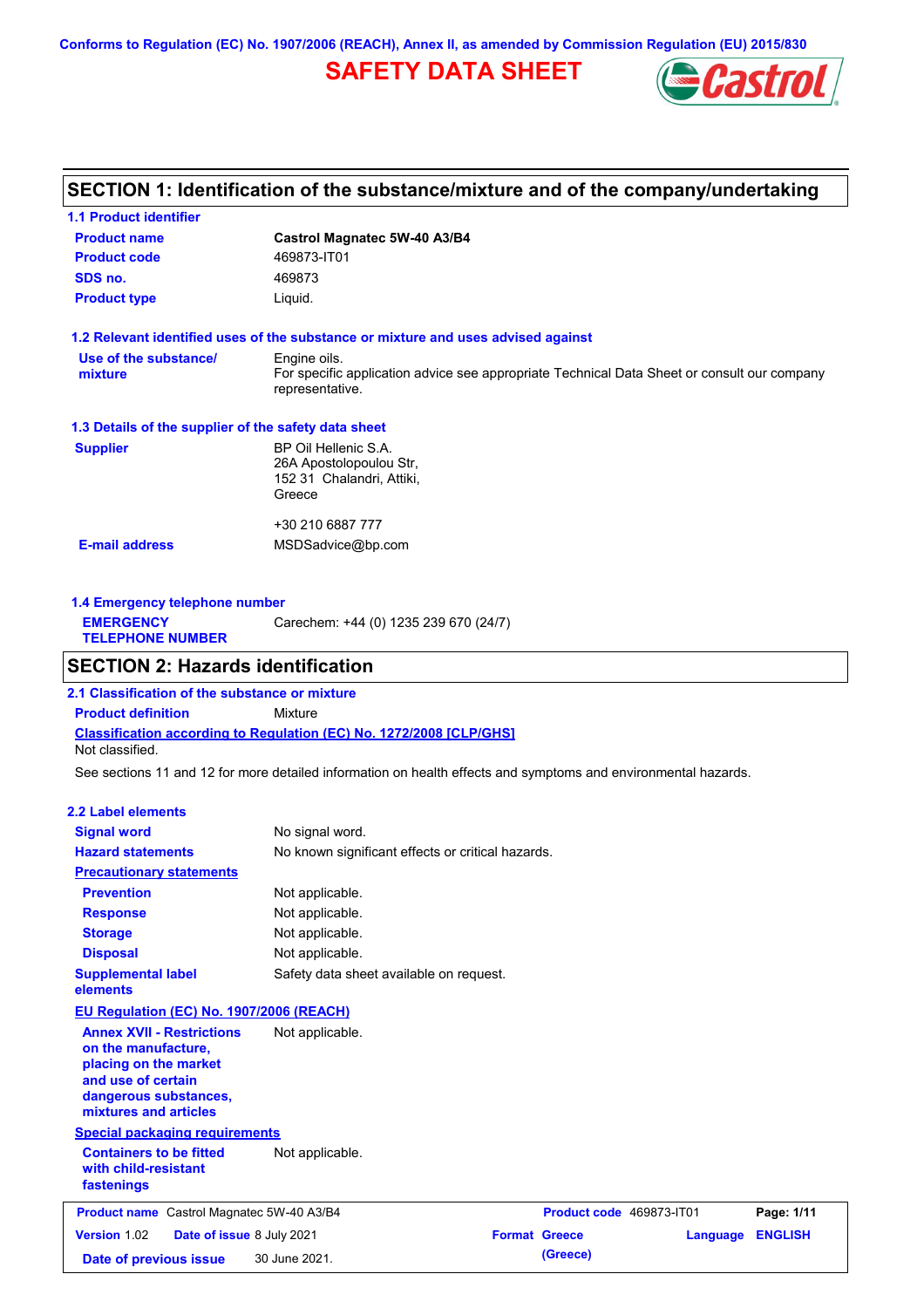Conforms to Regulation (EC) No. 1907/2006 (REACH), Annex II, as amended by Commission Regulation (EU) 2015/830

# SAFETY DATA SHEET

## SECTION 1: Identification of the substance/mixture and of the company/undertaking

### 1.1 Product identifier

**Product name** Castrol Magnatec 5W-40 A3/B4

**Product code** 469873-IT01

**SDS no.** 469873

**Product type** Liquid.

### 1.2 Relevant identified uses of the substance or mixture and uses advised against

**Use of the substance/mixture** Engine oils.
For specific application advice see appropriate Technical Data Sheet or consult our company representative.

### 1.3 Details of the supplier of the safety data sheet

**Supplier** BP Oil Hellenic S.A.
26A Apostolopoulou Str,
152 31 Chalandri, Attiki,
Greece

+30 210 6887 777

**E-mail address** MSDSadvice@bp.com

### 1.4 Emergency telephone number

**EMERGENCY TELEPHONE NUMBER** Carechem: +44 (0) 1235 239 670 (24/7)

## SECTION 2: Hazards identification

### 2.1 Classification of the substance or mixture

**Product definition** Mixture

**Classification according to Regulation (EC) No. 1272/2008 [CLP/GHS]**

Not classified.

See sections 11 and 12 for more detailed information on health effects and symptoms and environmental hazards.

### 2.2 Label elements

**Signal word** No signal word.

**Hazard statements** No known significant effects or critical hazards.

**Precautionary statements**

**Prevention** Not applicable.

**Response** Not applicable.

**Storage** Not applicable.

**Disposal** Not applicable.

**Supplemental label elements** Safety data sheet available on request.

**EU Regulation (EC) No. 1907/2006 (REACH)**

**Annex XVII - Restrictions on the manufacture, placing on the market and use of certain dangerous substances, mixtures and articles** Not applicable.

**Special packaging requirements**

**Containers to be fitted with child-resistant fastenings** Not applicable.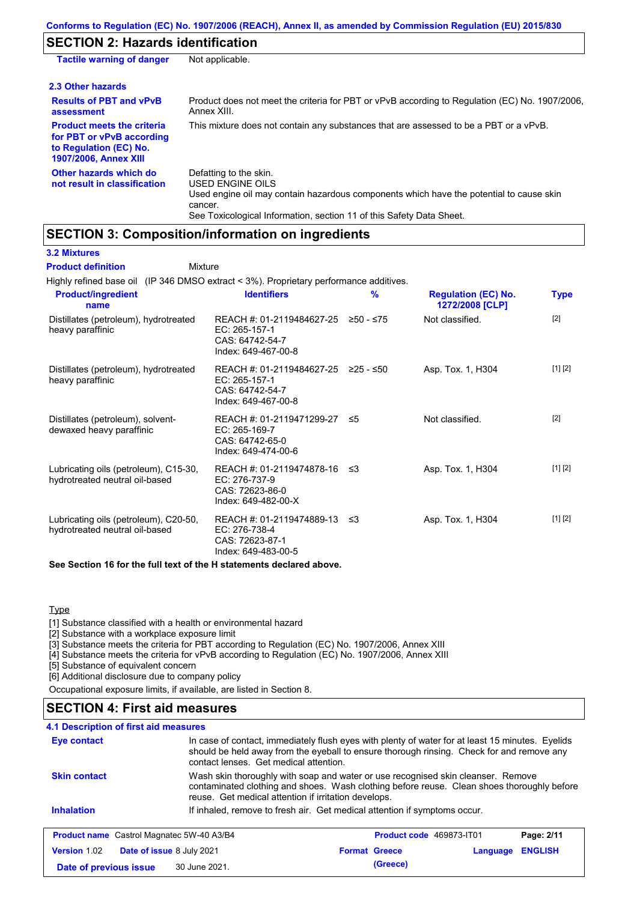## SECTION 2: Hazards identification

| | |
|---|---|
| **Tactile warning of danger** | Not applicable. |

### 2.3 Other hazards

| | |
|---|---|
| **Results of PBT and vPvB assessment** | Product does not meet the criteria for PBT or vPvB according to Regulation (EC) No. 1907/2006, Annex XIII. |
| **Product meets the criteria for PBT or vPvB according to Regulation (EC) No. 1907/2006, Annex XIII** | This mixture does not contain any substances that are assessed to be a PBT or a vPvB. |
| **Other hazards which do not result in classification** | Defatting to the skin.<br>USED ENGINE OILS<br>Used engine oil may contain hazardous components which have the potential to cause skin cancer.<br>See Toxicological Information, section 11 of this Safety Data Sheet. |

## SECTION 3: Composition/information on ingredients

### 3.2 Mixtures

**Product definition** Mixture

Highly refined base oil (IP 346 DMSO extract < 3%). Proprietary performance additives.

| Product/ingredient name | Identifiers | % | Regulation (EC) No. 1272/2008 [CLP] | Type |
|---|---|---|---|---|
| Distillates (petroleum), hydrotreated heavy paraffinic | REACH #: 01-2119484627-25<br>EC: 265-157-1<br>CAS: 64742-54-7<br>Index: 649-467-00-8 | ≥50 - ≤75 | Not classified. | [2] |
| Distillates (petroleum), hydrotreated heavy paraffinic | REACH #: 01-2119484627-25<br>EC: 265-157-1<br>CAS: 64742-54-7<br>Index: 649-467-00-8 | ≥25 - ≤50 | Asp. Tox. 1, H304 | [1] [2] |
| Distillates (petroleum), solvent-dewaxed heavy paraffinic | REACH #: 01-2119471299-27<br>EC: 265-169-7<br>CAS: 64742-65-0<br>Index: 649-474-00-6 | ≤5 | Not classified. | [2] |
| Lubricating oils (petroleum), C15-30, hydrotreated neutral oil-based | REACH #: 01-2119474878-16<br>EC: 276-737-9<br>CAS: 72623-86-0<br>Index: 649-482-00-X | ≤3 | Asp. Tox. 1, H304 | [1] [2] |
| Lubricating oils (petroleum), C20-50, hydrotreated neutral oil-based | REACH #: 01-2119474889-13<br>EC: 276-738-4<br>CAS: 72623-87-1<br>Index: 649-483-00-5 | ≤3 | Asp. Tox. 1, H304 | [1] [2] |

**See Section 16 for the full text of the H statements declared above.**

Type

[1] Substance classified with a health or environmental hazard
[2] Substance with a workplace exposure limit
[3] Substance meets the criteria for PBT according to Regulation (EC) No. 1907/2006, Annex XIII
[4] Substance meets the criteria for vPvB according to Regulation (EC) No. 1907/2006, Annex XIII
[5] Substance of equivalent concern
[6] Additional disclosure due to company policy

Occupational exposure limits, if available, are listed in Section 8.

## SECTION 4: First aid measures

### 4.1 Description of first aid measures

| | |
|---|---|
| **Eye contact** | In case of contact, immediately flush eyes with plenty of water for at least 15 minutes. Eyelids should be held away from the eyeball to ensure thorough rinsing. Check for and remove any contact lenses. Get medical attention. |
| **Skin contact** | Wash skin thoroughly with soap and water or use recognised skin cleanser. Remove contaminated clothing and shoes. Wash clothing before reuse. Clean shoes thoroughly before reuse. Get medical attention if irritation develops. |
| **Inhalation** | If inhaled, remove to fresh air. Get medical attention if symptoms occur. |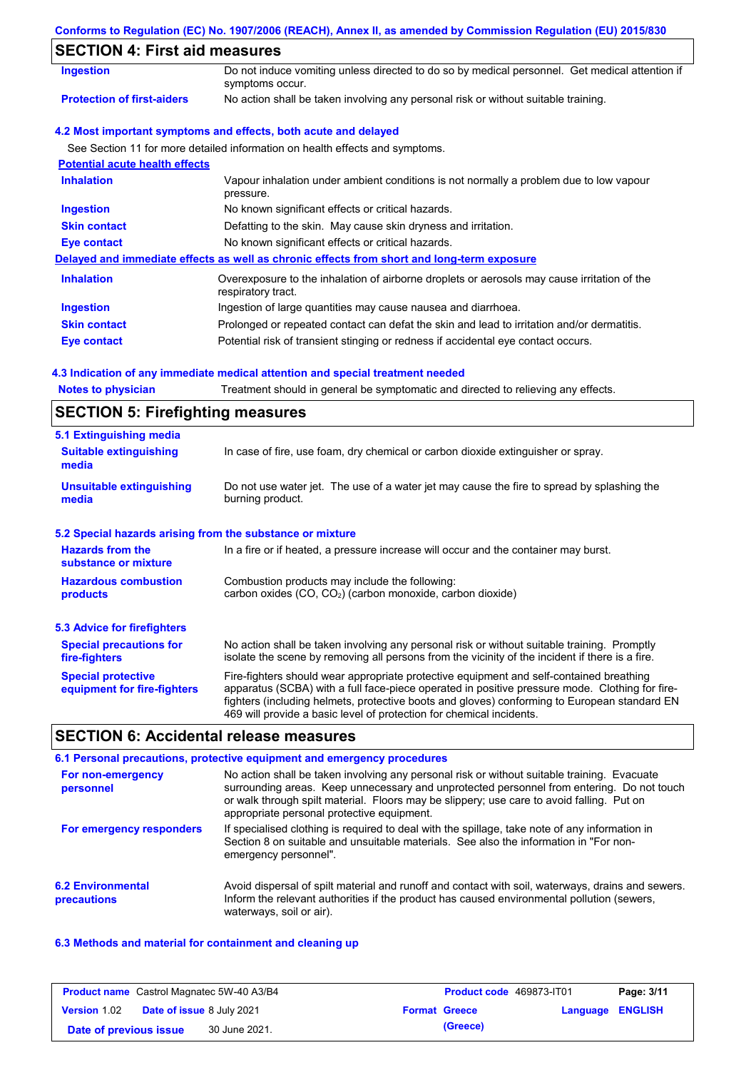## SECTION 4: First aid measures

| | |
|---|---|
| **Ingestion** | Do not induce vomiting unless directed to do so by medical personnel. Get medical attention if symptoms occur. |
| **Protection of first-aiders** | No action shall be taken involving any personal risk or without suitable training. |

### 4.2 Most important symptoms and effects, both acute and delayed

See Section 11 for more detailed information on health effects and symptoms.

**Potential acute health effects**

| | |
|---|---|
| **Inhalation** | Vapour inhalation under ambient conditions is not normally a problem due to low vapour pressure. |
| **Ingestion** | No known significant effects or critical hazards. |
| **Skin contact** | Defatting to the skin. May cause skin dryness and irritation. |
| **Eye contact** | No known significant effects or critical hazards. |

**Delayed and immediate effects as well as chronic effects from short and long-term exposure**

| | |
|---|---|
| **Inhalation** | Overexposure to the inhalation of airborne droplets or aerosols may cause irritation of the respiratory tract. |
| **Ingestion** | Ingestion of large quantities may cause nausea and diarrhoea. |
| **Skin contact** | Prolonged or repeated contact can defat the skin and lead to irritation and/or dermatitis. |
| **Eye contact** | Potential risk of transient stinging or redness if accidental eye contact occurs. |

### 4.3 Indication of any immediate medical attention and special treatment needed

| | |
|---|---|
| **Notes to physician** | Treatment should in general be symptomatic and directed to relieving any effects. |

## SECTION 5: Firefighting measures

### 5.1 Extinguishing media

| | |
|---|---|
| **Suitable extinguishing media** | In case of fire, use foam, dry chemical or carbon dioxide extinguisher or spray. |
| **Unsuitable extinguishing media** | Do not use water jet. The use of a water jet may cause the fire to spread by splashing the burning product. |

### 5.2 Special hazards arising from the substance or mixture

| | |
|---|---|
| **Hazards from the substance or mixture** | In a fire or if heated, a pressure increase will occur and the container may burst. |
| **Hazardous combustion products** | Combustion products may include the following: carbon oxides (CO, $CO_2$) (carbon monoxide, carbon dioxide) |

### 5.3 Advice for firefighters

| | |
|---|---|
| **Special precautions for fire-fighters** | No action shall be taken involving any personal risk or without suitable training. Promptly isolate the scene by removing all persons from the vicinity of the incident if there is a fire. |
| **Special protective equipment for fire-fighters** | Fire-fighters should wear appropriate protective equipment and self-contained breathing apparatus (SCBA) with a full face-piece operated in positive pressure mode. Clothing for fire-fighters (including helmets, protective boots and gloves) conforming to European standard EN 469 will provide a basic level of protection for chemical incidents. |

## SECTION 6: Accidental release measures

### 6.1 Personal precautions, protective equipment and emergency procedures

| | |
|---|---|
| **For non-emergency personnel** | No action shall be taken involving any personal risk or without suitable training. Evacuate surrounding areas. Keep unnecessary and unprotected personnel from entering. Do not touch or walk through spilt material. Floors may be slippery; use care to avoid falling. Put on appropriate personal protective equipment. |
| **For emergency responders** | If specialised clothing is required to deal with the spillage, take note of any information in Section 8 on suitable and unsuitable materials. See also the information in "For non-emergency personnel". |

| | |
|---|---|
| **6.2 Environmental precautions** | Avoid dispersal of spilt material and runoff and contact with soil, waterways, drains and sewers. Inform the relevant authorities if the product has caused environmental pollution (sewers, waterways, soil or air). |

### 6.3 Methods and material for containment and cleaning up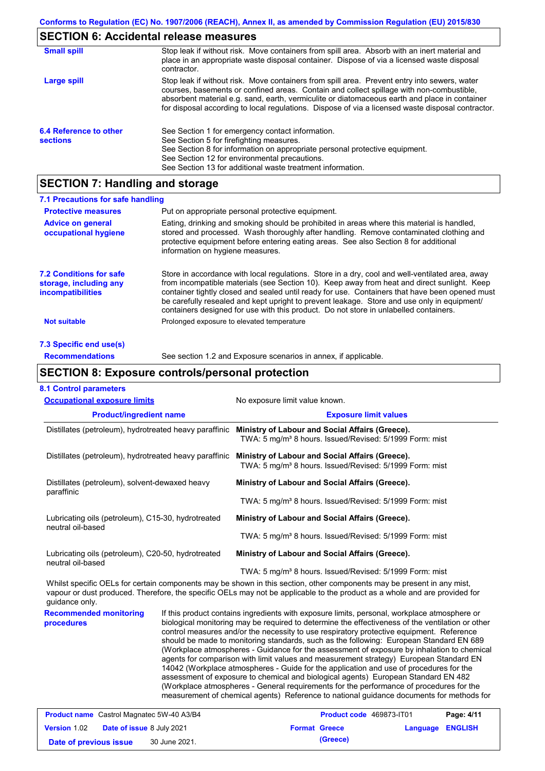## SECTION 6: Accidental release measures

| | |
|---|---|
| **Small spill** | Stop leak if without risk. Move containers from spill area. Absorb with an inert material and place in an appropriate waste disposal container. Dispose of via a licensed waste disposal contractor. |
| **Large spill** | Stop leak if without risk. Move containers from spill area. Prevent entry into sewers, water courses, basements or confined areas. Contain and collect spillage with non-combustible, absorbent material e.g. sand, earth, vermiculite or diatomaceous earth and place in container for disposal according to local regulations. Dispose of via a licensed waste disposal contractor. |

**6.4 Reference to other sections**

See Section 1 for emergency contact information.
See Section 5 for firefighting measures.
See Section 8 for information on appropriate personal protective equipment.
See Section 12 for environmental precautions.
See Section 13 for additional waste treatment information.

## SECTION 7: Handling and storage

### 7.1 Precautions for safe handling

**Protective measures**: Put on appropriate personal protective equipment.

**Advice on general occupational hygiene**: Eating, drinking and smoking should be prohibited in areas where this material is handled, stored and processed. Wash thoroughly after handling. Remove contaminated clothing and protective equipment before entering eating areas. See also Section 8 for additional information on hygiene measures.

**7.2 Conditions for safe storage, including any incompatibilities**: Store in accordance with local regulations. Store in a dry, cool and well-ventilated area, away from incompatible materials (see Section 10). Keep away from heat and direct sunlight. Keep container tightly closed and sealed until ready for use. Containers that have been opened must be carefully resealed and kept upright to prevent leakage. Store and use only in equipment/ containers designed for use with this product. Do not store in unlabelled containers.

**Not suitable**: Prolonged exposure to elevated temperature

### 7.3 Specific end use(s)

**Recommendations**: See section 1.2 and Exposure scenarios in annex, if applicable.

## SECTION 8: Exposure controls/personal protection

### 8.1 Control parameters

**Occupational exposure limits**: No exposure limit value known.

| Product/ingredient name | Exposure limit values |
|---|---|
| Distillates (petroleum), hydrotreated heavy paraffinic | **Ministry of Labour and Social Affairs (Greece).** TWA: 5 mg/m³ 8 hours. Issued/Revised: 5/1999 Form: mist |
| Distillates (petroleum), hydrotreated heavy paraffinic | **Ministry of Labour and Social Affairs (Greece).** TWA: 5 mg/m³ 8 hours. Issued/Revised: 5/1999 Form: mist |
| Distillates (petroleum), solvent-dewaxed heavy paraffinic | **Ministry of Labour and Social Affairs (Greece).** TWA: 5 mg/m³ 8 hours. Issued/Revised: 5/1999 Form: mist |
| Lubricating oils (petroleum), C15-30, hydrotreated neutral oil-based | **Ministry of Labour and Social Affairs (Greece).** TWA: 5 mg/m³ 8 hours. Issued/Revised: 5/1999 Form: mist |
| Lubricating oils (petroleum), C20-50, hydrotreated neutral oil-based | **Ministry of Labour and Social Affairs (Greece).** TWA: 5 mg/m³ 8 hours. Issued/Revised: 5/1999 Form: mist |

Whilst specific OELs for certain components may be shown in this section, other components may be present in any mist, vapour or dust produced. Therefore, the specific OELs may not be applicable to the product as a whole and are provided for guidance only.

**Recommended monitoring procedures**: If this product contains ingredients with exposure limits, personal, workplace atmosphere or biological monitoring may be required to determine the effectiveness of the ventilation or other control measures and/or the necessity to use respiratory protective equipment. Reference should be made to monitoring standards, such as the following: European Standard EN 689 (Workplace atmospheres - Guidance for the assessment of exposure by inhalation to chemical agents for comparison with limit values and measurement strategy) European Standard EN 14042 (Workplace atmospheres - Guide for the application and use of procedures for the assessment of exposure to chemical and biological agents) European Standard EN 482 (Workplace atmospheres - General requirements for the performance of procedures for the measurement of chemical agents) Reference to national guidance documents for methods for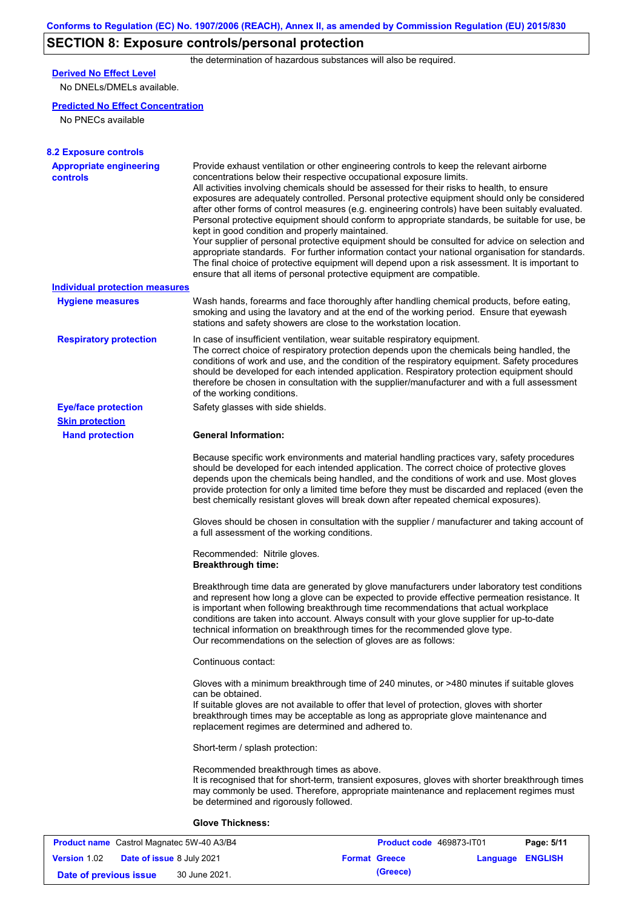## SECTION 8: Exposure controls/personal protection

the determination of hazardous substances will also be required.

**Derived No Effect Level**

No DNELs/DMELs available.

**Predicted No Effect Concentration**

No PNECs available

### 8.2 Exposure controls

**Appropriate engineering controls**

Provide exhaust ventilation or other engineering controls to keep the relevant airborne concentrations below their respective occupational exposure limits.
All activities involving chemicals should be assessed for their risks to health, to ensure exposures are adequately controlled. Personal protective equipment should only be considered after other forms of control measures (e.g. engineering controls) have been suitably evaluated. Personal protective equipment should conform to appropriate standards, be suitable for use, be kept in good condition and properly maintained.
Your supplier of personal protective equipment should be consulted for advice on selection and appropriate standards. For further information contact your national organisation for standards.
The final choice of protective equipment will depend upon a risk assessment. It is important to ensure that all items of personal protective equipment are compatible.

**Individual protection measures**

**Hygiene measures**

Wash hands, forearms and face thoroughly after handling chemical products, before eating, smoking and using the lavatory and at the end of the working period. Ensure that eyewash stations and safety showers are close to the workstation location.

**Respiratory protection**

In case of insufficient ventilation, wear suitable respiratory equipment.
The correct choice of respiratory protection depends upon the chemicals being handled, the conditions of work and use, and the condition of the respiratory equipment. Safety procedures should be developed for each intended application. Respiratory protection equipment should therefore be chosen in consultation with the supplier/manufacturer and with a full assessment of the working conditions.

**Eye/face protection**

Safety glasses with side shields.

**Skin protection**

**Hand protection**

**General Information:**

Because specific work environments and material handling practices vary, safety procedures should be developed for each intended application. The correct choice of protective gloves depends upon the chemicals being handled, and the conditions of work and use. Most gloves provide protection for only a limited time before they must be discarded and replaced (even the best chemically resistant gloves will break down after repeated chemical exposures).

Gloves should be chosen in consultation with the supplier / manufacturer and taking account of a full assessment of the working conditions.

Recommended: Nitrile gloves.

**Breakthrough time:**

Breakthrough time data are generated by glove manufacturers under laboratory test conditions and represent how long a glove can be expected to provide effective permeation resistance. It is important when following breakthrough time recommendations that actual workplace conditions are taken into account. Always consult with your glove supplier for up-to-date technical information on breakthrough times for the recommended glove type.
Our recommendations on the selection of gloves are as follows:

Continuous contact:

Gloves with a minimum breakthrough time of 240 minutes, or >480 minutes if suitable gloves can be obtained.
If suitable gloves are not available to offer that level of protection, gloves with shorter breakthrough times may be acceptable as long as appropriate glove maintenance and replacement regimes are determined and adhered to.

Short-term / splash protection:

Recommended breakthrough times as above.
It is recognised that for short-term, transient exposures, gloves with shorter breakthrough times may commonly be used. Therefore, appropriate maintenance and replacement regimes must be determined and rigorously followed.

**Glove Thickness:**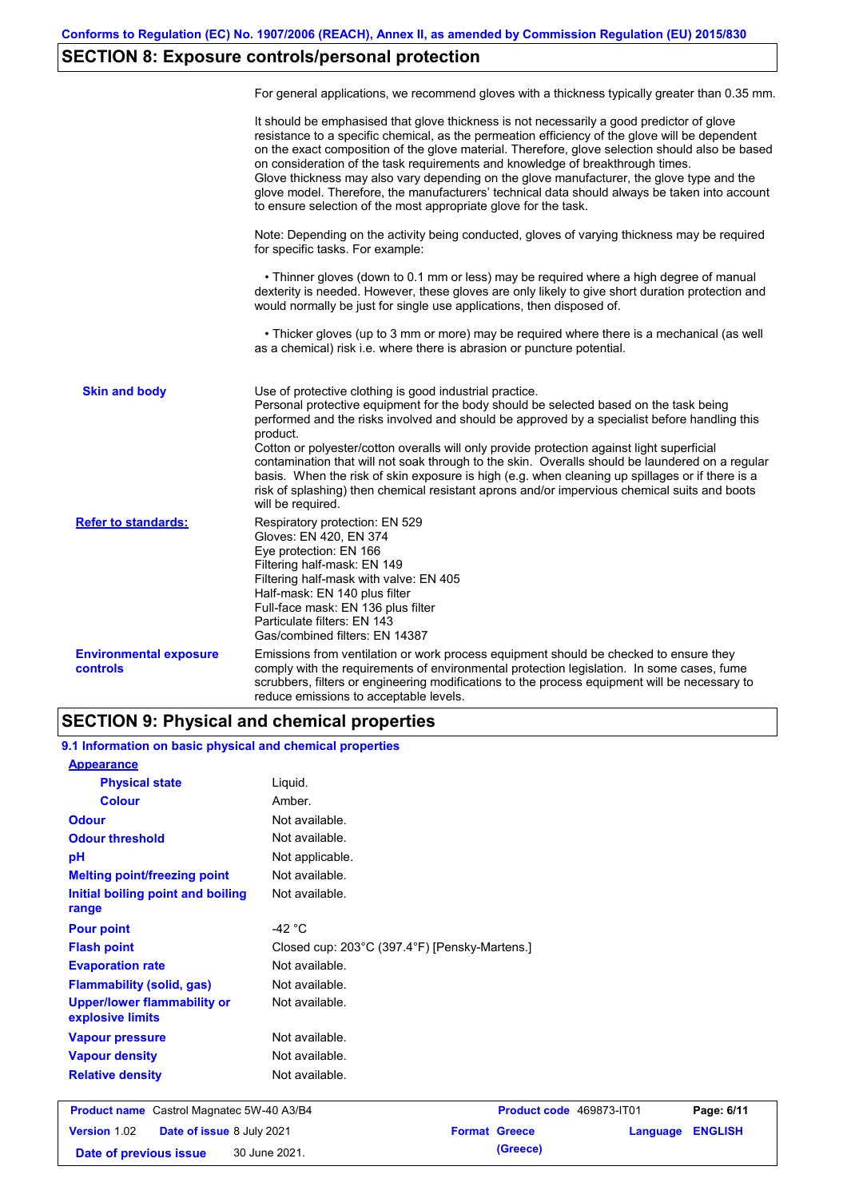## SECTION 8: Exposure controls/personal protection

For general applications, we recommend gloves with a thickness typically greater than 0.35 mm.

It should be emphasised that glove thickness is not necessarily a good predictor of glove resistance to a specific chemical, as the permeation efficiency of the glove will be dependent on the exact composition of the glove material. Therefore, glove selection should also be based on consideration of the task requirements and knowledge of breakthrough times.
Glove thickness may also vary depending on the glove manufacturer, the glove type and the glove model. Therefore, the manufacturers' technical data should always be taken into account to ensure selection of the most appropriate glove for the task.

Note: Depending on the activity being conducted, gloves of varying thickness may be required for specific tasks. For example:

• Thinner gloves (down to 0.1 mm or less) may be required where a high degree of manual dexterity is needed. However, these gloves are only likely to give short duration protection and would normally be just for single use applications, then disposed of.

• Thicker gloves (up to 3 mm or more) may be required where there is a mechanical (as well as a chemical) risk i.e. where there is abrasion or puncture potential.

**Skin and body**

Use of protective clothing is good industrial practice.
Personal protective equipment for the body should be selected based on the task being performed and the risks involved and should be approved by a specialist before handling this product.
Cotton or polyester/cotton overalls will only provide protection against light superficial contamination that will not soak through to the skin. Overalls should be laundered on a regular basis. When the risk of skin exposure is high (e.g. when cleaning up spillages or if there is a risk of splashing) then chemical resistant aprons and/or impervious chemical suits and boots will be required.

**Refer to standards:**

Respiratory protection: EN 529
Gloves: EN 420, EN 374
Eye protection: EN 166
Filtering half-mask: EN 149
Filtering half-mask with valve: EN 405
Half-mask: EN 140 plus filter
Full-face mask: EN 136 plus filter
Particulate filters: EN 143
Gas/combined filters: EN 14387

**Environmental exposure controls**

Emissions from ventilation or work process equipment should be checked to ensure they comply with the requirements of environmental protection legislation. In some cases, fume scrubbers, filters or engineering modifications to the process equipment will be necessary to reduce emissions to acceptable levels.

## SECTION 9: Physical and chemical properties

### 9.1 Information on basic physical and chemical properties

| Property | Value |
|---|---|
| **Appearance** | |
| **Physical state** | Liquid. |
| **Colour** | Amber. |
| **Odour** | Not available. |
| **Odour threshold** | Not available. |
| **pH** | Not applicable. |
| **Melting point/freezing point** | Not available. |
| **Initial boiling point and boiling range** | Not available. |
| **Pour point** | -42 °C |
| **Flash point** | Closed cup: 203°C (397.4°F) [Pensky-Martens.] |
| **Evaporation rate** | Not available. |
| **Flammability (solid, gas)** | Not available. |
| **Upper/lower flammability or explosive limits** | Not available. |
| **Vapour pressure** | Not available. |
| **Vapour density** | Not available. |
| **Relative density** | Not available. |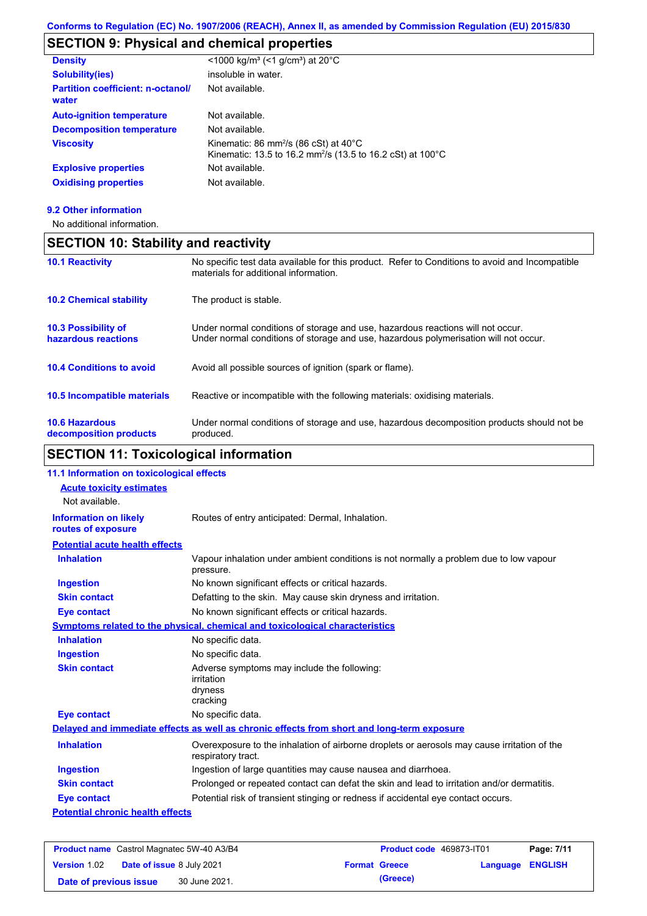Conforms to Regulation (EC) No. 1907/2006 (REACH), Annex II, as amended by Commission Regulation (EU) 2015/830

## SECTION 9: Physical and chemical properties

| | |
|---|---|
| **Density** | <1000 kg/m³ (<1 g/cm³) at 20°C |
| **Solubility(ies)** | insoluble in water. |
| **Partition coefficient: n-octanol/ water** | Not available. |
| **Auto-ignition temperature** | Not available. |
| **Decomposition temperature** | Not available. |
| **Viscosity** | Kinematic: 86 mm²/s (86 cSt) at 40°C<br>Kinematic: 13.5 to 16.2 mm²/s (13.5 to 16.2 cSt) at 100°C |
| **Explosive properties** | Not available. |
| **Oxidising properties** | Not available. |

### 9.2 Other information

No additional information.

## SECTION 10: Stability and reactivity

| | |
|---|---|
| **10.1 Reactivity** | No specific test data available for this product. Refer to Conditions to avoid and Incompatible materials for additional information. |
| **10.2 Chemical stability** | The product is stable. |
| **10.3 Possibility of hazardous reactions** | Under normal conditions of storage and use, hazardous reactions will not occur.<br>Under normal conditions of storage and use, hazardous polymerisation will not occur. |
| **10.4 Conditions to avoid** | Avoid all possible sources of ignition (spark or flame). |
| **10.5 Incompatible materials** | Reactive or incompatible with the following materials: oxidising materials. |
| **10.6 Hazardous decomposition products** | Under normal conditions of storage and use, hazardous decomposition products should not be produced. |

## SECTION 11: Toxicological information

### 11.1 Information on toxicological effects

**Acute toxicity estimates**

Not available.

| | |
|---|---|
| **Information on likely routes of exposure** | Routes of entry anticipated: Dermal, Inhalation. |

**Potential acute health effects**

| | |
|---|---|
| **Inhalation** | Vapour inhalation under ambient conditions is not normally a problem due to low vapour pressure. |
| **Ingestion** | No known significant effects or critical hazards. |
| **Skin contact** | Defatting to the skin. May cause skin dryness and irritation. |
| **Eye contact** | No known significant effects or critical hazards. |

**Symptoms related to the physical, chemical and toxicological characteristics**

| | |
|---|---|
| **Inhalation** | No specific data. |
| **Ingestion** | No specific data. |
| **Skin contact** | Adverse symptoms may include the following:<br>irritation<br>dryness<br>cracking |
| **Eye contact** | No specific data. |

**Delayed and immediate effects as well as chronic effects from short and long-term exposure**

| | |
|---|---|
| **Inhalation** | Overexposure to the inhalation of airborne droplets or aerosols may cause irritation of the respiratory tract. |
| **Ingestion** | Ingestion of large quantities may cause nausea and diarrhoea. |
| **Skin contact** | Prolonged or repeated contact can defat the skin and lead to irritation and/or dermatitis. |
| **Eye contact** | Potential risk of transient stinging or redness if accidental eye contact occurs. |

**Potential chronic health effects**

| | | | |
|---|---|---|---|
| **Product name** Castrol Magnatec 5W-40 A3/B4 | **Product code** 469873-IT01 | | **Page:** 7/11 |
| **Version** 1.02 **Date of issue** 8 July 2021 | **Format** Greece (Greece) | **Language** ENGLISH | |
| **Date of previous issue** 30 June 2021. | | | |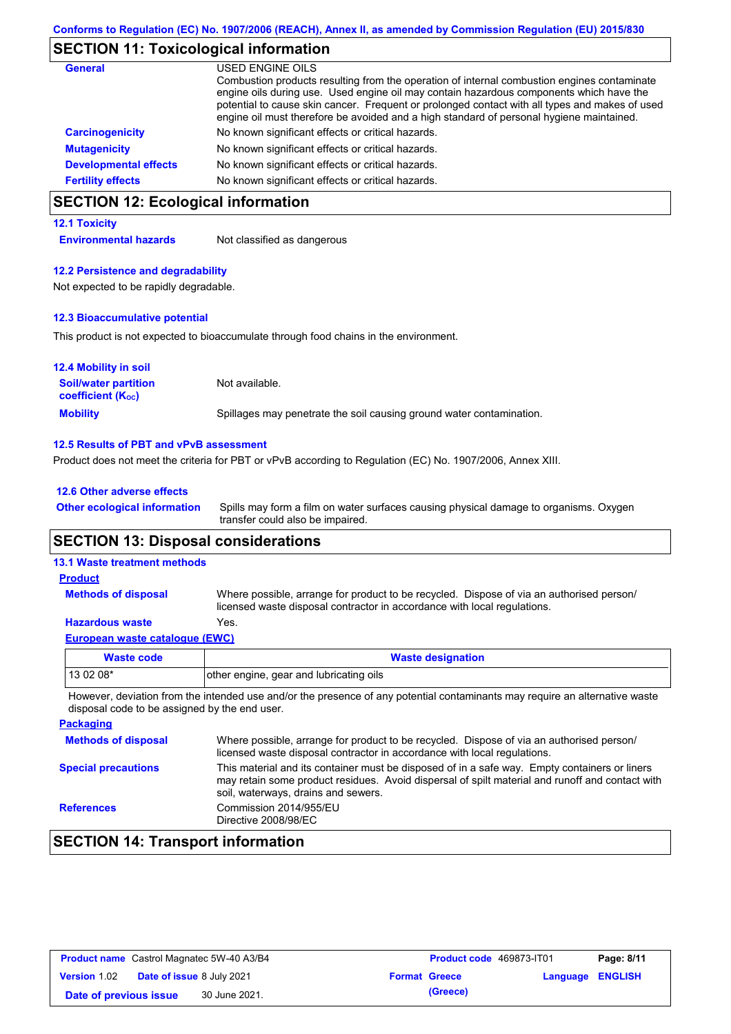Conforms to Regulation (EC) No. 1907/2006 (REACH), Annex II, as amended by Commission Regulation (EU) 2015/830

## SECTION 11: Toxicological information

**General** USED ENGINE OILS
Combustion products resulting from the operation of internal combustion engines contaminate engine oils during use. Used engine oil may contain hazardous components which have the potential to cause skin cancer. Frequent or prolonged contact with all types and makes of used engine oil must therefore be avoided and a high standard of personal hygiene maintained.

**Carcinogenicity** No known significant effects or critical hazards.

**Mutagenicity** No known significant effects or critical hazards.

**Developmental effects** No known significant effects or critical hazards.

**Fertility effects** No known significant effects or critical hazards.

## SECTION 12: Ecological information

### 12.1 Toxicity

**Environmental hazards** Not classified as dangerous

### 12.2 Persistence and degradability

Not expected to be rapidly degradable.

### 12.3 Bioaccumulative potential

This product is not expected to bioaccumulate through food chains in the environment.

### 12.4 Mobility in soil

**Soil/water partition coefficient ($K_{OC}$)** Not available.

**Mobility** Spillages may penetrate the soil causing ground water contamination.

### 12.5 Results of PBT and vPvB assessment

Product does not meet the criteria for PBT or vPvB according to Regulation (EC) No. 1907/2006, Annex XIII.

### 12.6 Other adverse effects

**Other ecological information** Spills may form a film on water surfaces causing physical damage to organisms. Oxygen transfer could also be impaired.

## SECTION 13: Disposal considerations

### 13.1 Waste treatment methods

**Product**

**Methods of disposal** Where possible, arrange for product to be recycled. Dispose of via an authorised person/ licensed waste disposal contractor in accordance with local regulations.

**Hazardous waste** Yes.

**European waste catalogue (EWC)**

| Waste code | Waste designation |
|---|---|
| 13 02 08* | other engine, gear and lubricating oils |

However, deviation from the intended use and/or the presence of any potential contaminants may require an alternative waste disposal code to be assigned by the end user.

**Packaging**

**Methods of disposal** Where possible, arrange for product to be recycled. Dispose of via an authorised person/ licensed waste disposal contractor in accordance with local regulations.

**Special precautions** This material and its container must be disposed of in a safe way. Empty containers or liners may retain some product residues. Avoid dispersal of spilt material and runoff and contact with soil, waterways, drains and sewers.

**References** Commission 2014/955/EU
Directive 2008/98/EC

## SECTION 14: Transport information

| Product name Castrol Magnatec 5W-40 A3/B4 | Product code 469873-IT01 | Page: 8/11 |
|---|---|---|
| Version 1.02 Date of issue 8 July 2021 | Format Greece | Language ENGLISH |
| Date of previous issue 30 June 2021. | (Greece) | |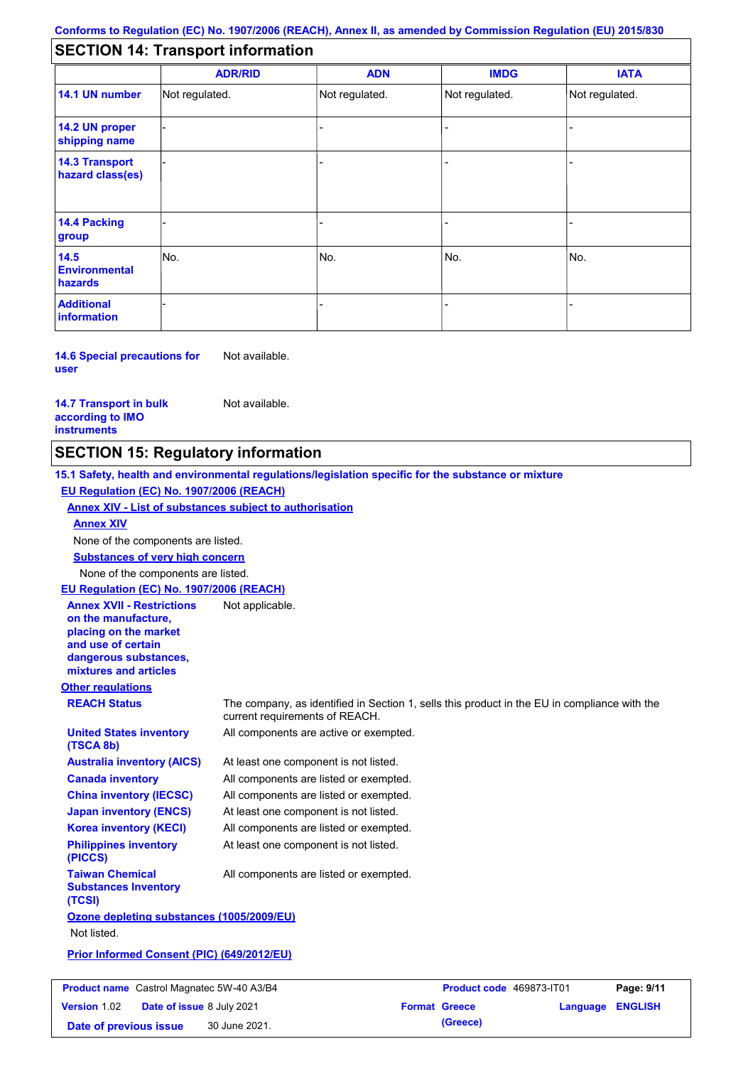## SECTION 14: Transport information

| | ADR/RID | ADN | IMDG | IATA |
|---|---|---|---|---|
| **14.1 UN number** | Not regulated. | Not regulated. | Not regulated. | Not regulated. |
| **14.2 UN proper shipping name** | - | - | - | - |
| **14.3 Transport hazard class(es)** | - | - | - | - |
| **14.4 Packing group** | - | - | - | - |
| **14.5 Environmental hazards** | No. | No. | No. | No. |
| **Additional information** | - | - | - | - |

**14.6 Special precautions for user** Not available.

**14.7 Transport in bulk according to IMO instruments** Not available.

## SECTION 15: Regulatory information

**15.1 Safety, health and environmental regulations/legislation specific for the substance or mixture**

**EU Regulation (EC) No. 1907/2006 (REACH)**

**Annex XIV - List of substances subject to authorisation**

**Annex XIV**

None of the components are listed.

**Substances of very high concern**

None of the components are listed.

**EU Regulation (EC) No. 1907/2006 (REACH)**

**Annex XVII - Restrictions on the manufacture, placing on the market and use of certain dangerous substances, mixtures and articles** Not applicable.

**Other regulations**

**REACH Status** The company, as identified in Section 1, sells this product in the EU in compliance with the current requirements of REACH.

**United States inventory (TSCA 8b)** All components are active or exempted.

**Australia inventory (AICS)** At least one component is not listed.

**Canada inventory** All components are listed or exempted.

**China inventory (IECSC)** All components are listed or exempted.

**Japan inventory (ENCS)** At least one component is not listed.

**Korea inventory (KECI)** All components are listed or exempted.

**Philippines inventory (PICCS)** At least one component is not listed.

**Taiwan Chemical Substances Inventory (TCSI)** All components are listed or exempted.

**Ozone depleting substances (1005/2009/EU)**

Not listed.

**Prior Informed Consent (PIC) (649/2012/EU)**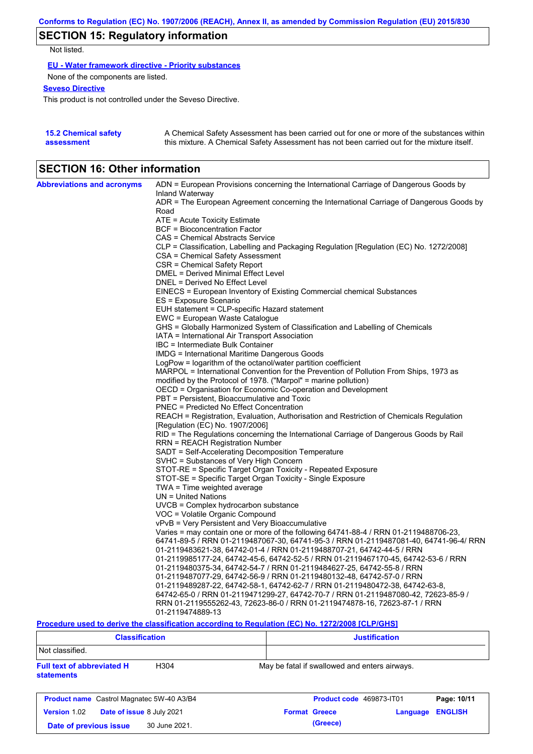## SECTION 15: Regulatory information

Not listed.

**EU - Water framework directive - Priority substances**

None of the components are listed.

**Seveso Directive**

This product is not controlled under the Seveso Directive.

**15.2 Chemical safety assessment**

A Chemical Safety Assessment has been carried out for one or more of the substances within this mixture. A Chemical Safety Assessment has not been carried out for the mixture itself.

## SECTION 16: Other information

**Abbreviations and acronyms**

ADN = European Provisions concerning the International Carriage of Dangerous Goods by Inland Waterway
ADR = The European Agreement concerning the International Carriage of Dangerous Goods by Road
ATE = Acute Toxicity Estimate
BCF = Bioconcentration Factor
CAS = Chemical Abstracts Service
CLP = Classification, Labelling and Packaging Regulation [Regulation (EC) No. 1272/2008]
CSA = Chemical Safety Assessment
CSR = Chemical Safety Report
DMEL = Derived Minimal Effect Level
DNEL = Derived No Effect Level
EINECS = European Inventory of Existing Commercial chemical Substances
ES = Exposure Scenario
EUH statement = CLP-specific Hazard statement
EWC = European Waste Catalogue
GHS = Globally Harmonized System of Classification and Labelling of Chemicals
IATA = International Air Transport Association
IBC = Intermediate Bulk Container
IMDG = International Maritime Dangerous Goods
LogPow = logarithm of the octanol/water partition coefficient
MARPOL = International Convention for the Prevention of Pollution From Ships, 1973 as modified by the Protocol of 1978. ("Marpol" = marine pollution)
OECD = Organisation for Economic Co-operation and Development
PBT = Persistent, Bioaccumulative and Toxic
PNEC = Predicted No Effect Concentration
REACH = Registration, Evaluation, Authorisation and Restriction of Chemicals Regulation [Regulation (EC) No. 1907/2006]
RID = The Regulations concerning the International Carriage of Dangerous Goods by Rail
RRN = REACH Registration Number
SADT = Self-Accelerating Decomposition Temperature
SVHC = Substances of Very High Concern
STOT-RE = Specific Target Organ Toxicity - Repeated Exposure
STOT-SE = Specific Target Organ Toxicity - Single Exposure
TWA = Time weighted average
UN = United Nations
UVCB = Complex hydrocarbon substance
VOC = Volatile Organic Compound
vPvB = Very Persistent and Very Bioaccumulative
Varies = may contain one or more of the following 64741-88-4 / RRN 01-2119488706-23, 64741-89-5 / RRN 01-2119487067-30, 64741-95-3 / RRN 01-2119487081-40, 64741-96-4/ RRN 01-2119483621-38, 64742-01-4 / RRN 01-2119488707-21, 64742-44-5 / RRN 01-2119985177-24, 64742-45-6, 64742-52-5 / RRN 01-2119467170-45, 64742-53-6 / RRN 01-2119480375-34, 64742-54-7 / RRN 01-2119484627-25, 64742-55-8 / RRN 01-2119487077-29, 64742-56-9 / RRN 01-2119480132-48, 64742-57-0 / RRN 01-2119489287-22, 64742-58-1, 64742-62-7 / RRN 01-2119480472-38, 64742-63-8, 64742-65-0 / RRN 01-2119471299-27, 64742-70-7 / RRN 01-2119487080-42, 72623-85-9 / RRN 01-2119555262-43, 72623-86-0 / RRN 01-2119474878-16, 72623-87-1 / RRN 01-2119474889-13

**Procedure used to derive the classification according to Regulation (EC) No. 1272/2008 [CLP/GHS]**

| Classification | Justification |
| --- | --- |
| Not classified. | |

**Full text of abbreviated H statements**

| | |
| --- | --- |
| H304 | May be fatal if swallowed and enters airways. |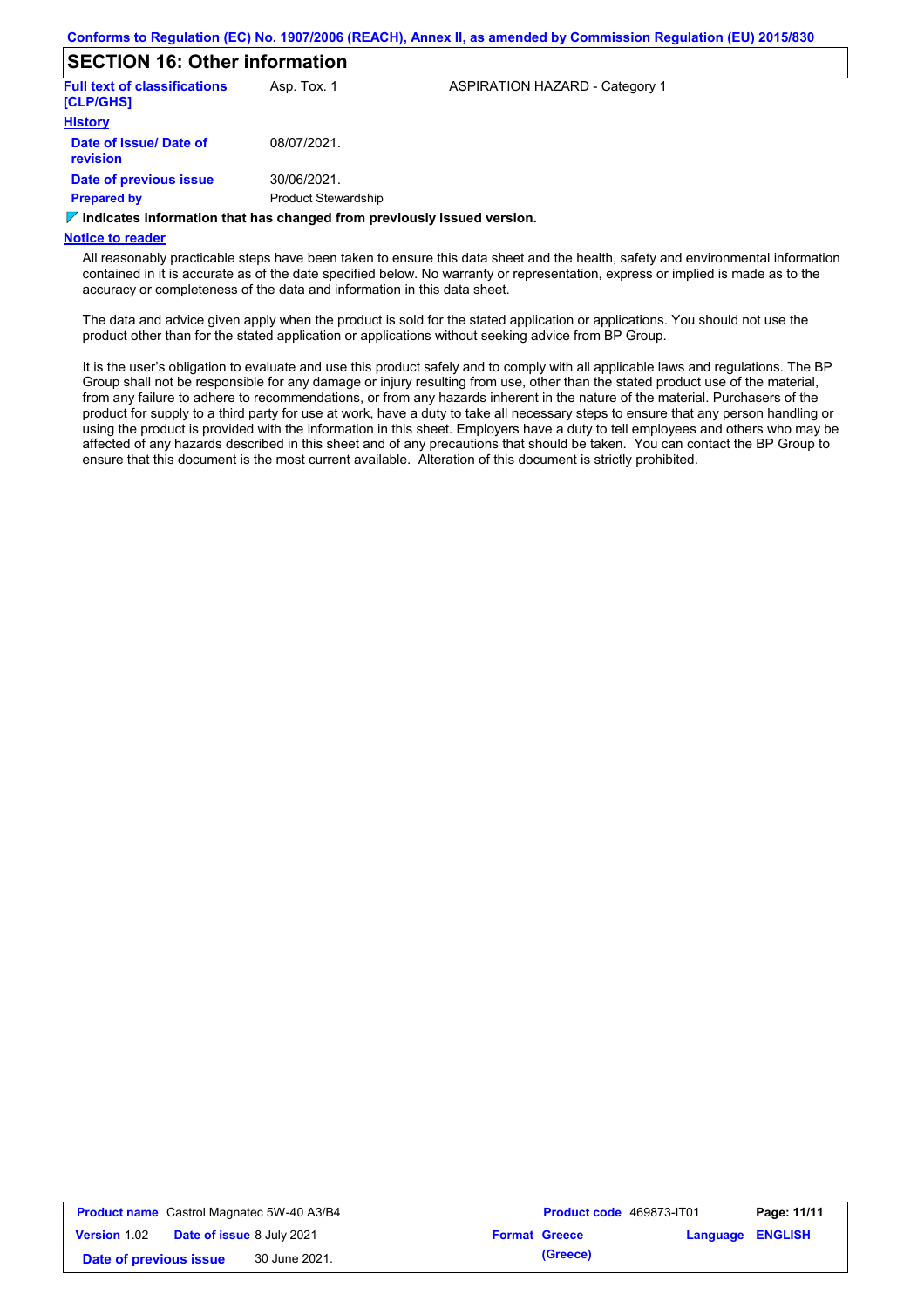## SECTION 16: Other information

| | | |
|---|---|---|
| **Full text of classifications [CLP/GHS]** | Asp. Tox. 1 | ASPIRATION HAZARD - Category 1 |

**History**

| | |
|---|---|
| **Date of issue/ Date of revision** | 08/07/2021. |
| **Date of previous issue** | 30/06/2021. |
| **Prepared by** | Product Stewardship |

**Indicates information that has changed from previously issued version.**

**Notice to reader**

All reasonably practicable steps have been taken to ensure this data sheet and the health, safety and environmental information contained in it is accurate as of the date specified below. No warranty or representation, express or implied is made as to the accuracy or completeness of the data and information in this data sheet.

The data and advice given apply when the product is sold for the stated application or applications. You should not use the product other than for the stated application or applications without seeking advice from BP Group.

It is the user's obligation to evaluate and use this product safely and to comply with all applicable laws and regulations. The BP Group shall not be responsible for any damage or injury resulting from use, other than the stated product use of the material, from any failure to adhere to recommendations, or from any hazards inherent in the nature of the material. Purchasers of the product for supply to a third party for use at work, have a duty to take all necessary steps to ensure that any person handling or using the product is provided with the information in this sheet. Employers have a duty to tell employees and others who may be affected of any hazards described in this sheet and of any precautions that should be taken. You can contact the BP Group to ensure that this document is the most current available. Alteration of this document is strictly prohibited.